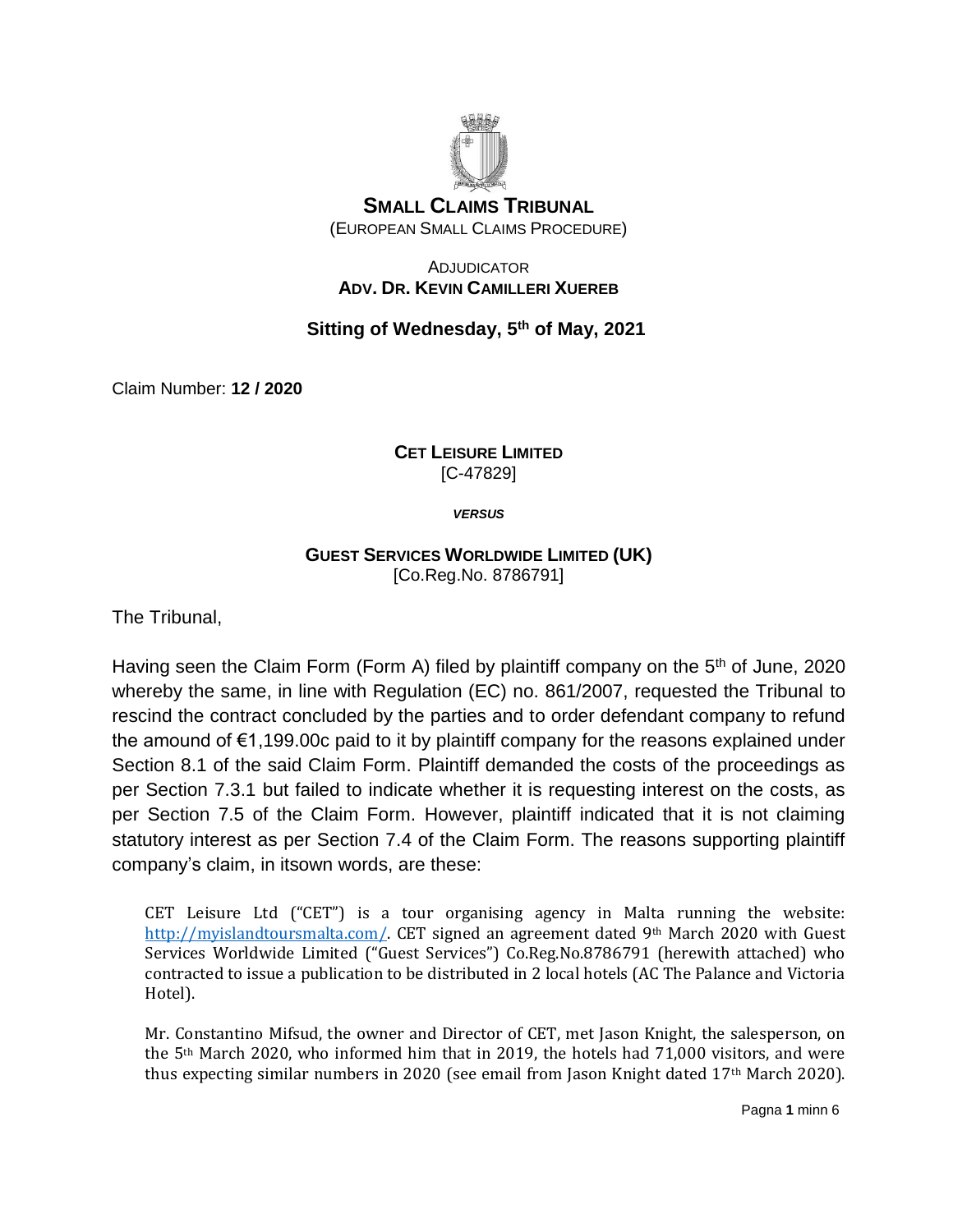# SMALL CLAIMS TRIBUNAL

(EUROPEAN SMALL CLAIMS PROCEDURE)

ADJUDICATOR
**ADV. DR. KEVIN CAMILLERI XUEREB**

**Sitting of Wednesday, 5th of May, 2021**

Claim Number: **12 / 2020**

**CET LEISURE LIMITED**
[C-47829]

***VERSUS***

**GUEST SERVICES WORLDWIDE LIMITED (UK)**
[Co.Reg.No. 8786791]

The Tribunal,

Having seen the Claim Form (Form A) filed by plaintiff company on the 5th of June, 2020 whereby the same, in line with Regulation (EC) no. 861/2007, requested the Tribunal to rescind the contract concluded by the parties and to order defendant company to refund the amound of €1,199.00c paid to it by plaintiff company for the reasons explained under Section 8.1 of the said Claim Form. Plaintiff demanded the costs of the proceedings as per Section 7.3.1 but failed to indicate whether it is requesting interest on the costs, as per Section 7.5 of the Claim Form. However, plaintiff indicated that it is not claiming statutory interest as per Section 7.4 of the Claim Form. The reasons supporting plaintiff company's claim, in itsown words, are these:

> CET Leisure Ltd ("CET") is a tour organising agency in Malta running the website: http://myislandtoursmalta.com/. CET signed an agreement dated 9th March 2020 with Guest Services Worldwide Limited ("Guest Services") Co.Reg.No.8786791 (herewith attached) who contracted to issue a publication to be distributed in 2 local hotels (AC The Palance and Victoria Hotel).
>
> Mr. Constantino Mifsud, the owner and Director of CET, met Jason Knight, the salesperson, on the 5th March 2020, who informed him that in 2019, the hotels had 71,000 visitors, and were thus expecting similar numbers in 2020 (see email from Jason Knight dated 17th March 2020).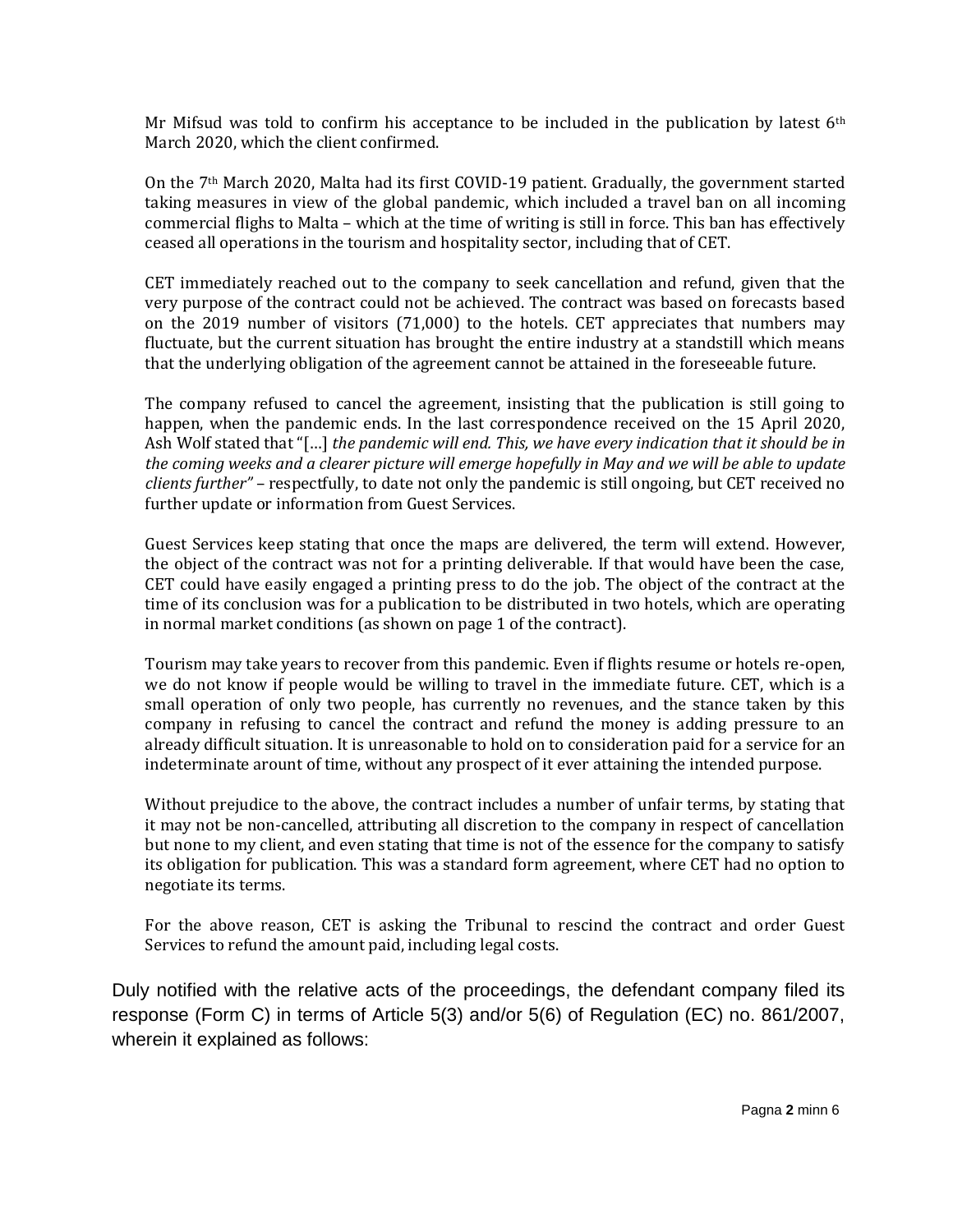Mr Mifsud was told to confirm his acceptance to be included in the publication by latest 6th March 2020, which the client confirmed.

On the 7th March 2020, Malta had its first COVID-19 patient. Gradually, the government started taking measures in view of the global pandemic, which included a travel ban on all incoming commercial flighs to Malta – which at the time of writing is still in force. This ban has effectively ceased all operations in the tourism and hospitality sector, including that of CET.

CET immediately reached out to the company to seek cancellation and refund, given that the very purpose of the contract could not be achieved. The contract was based on forecasts based on the 2019 number of visitors (71,000) to the hotels. CET appreciates that numbers may fluctuate, but the current situation has brought the entire industry at a standstill which means that the underlying obligation of the agreement cannot be attained in the foreseeable future.

The company refused to cancel the agreement, insisting that the publication is still going to happen, when the pandemic ends. In the last correspondence received on the 15 April 2020, Ash Wolf stated that "[…] *the pandemic will end. This, we have every indication that it should be in the coming weeks and a clearer picture will emerge hopefully in May and we will be able to update clients further"* – respectfully, to date not only the pandemic is still ongoing, but CET received no further update or information from Guest Services.

Guest Services keep stating that once the maps are delivered, the term will extend. However, the object of the contract was not for a printing deliverable. If that would have been the case, CET could have easily engaged a printing press to do the job. The object of the contract at the time of its conclusion was for a publication to be distributed in two hotels, which are operating in normal market conditions (as shown on page 1 of the contract).

Tourism may take years to recover from this pandemic. Even if flights resume or hotels re-open, we do not know if people would be willing to travel in the immediate future. CET, which is a small operation of only two people, has currently no revenues, and the stance taken by this company in refusing to cancel the contract and refund the money is adding pressure to an already difficult situation. It is unreasonable to hold on to consideration paid for a service for an indeterminate arount of time, without any prospect of it ever attaining the intended purpose.

Without prejudice to the above, the contract includes a number of unfair terms, by stating that it may not be non-cancelled, attributing all discretion to the company in respect of cancellation but none to my client, and even stating that time is not of the essence for the company to satisfy its obligation for publication. This was a standard form agreement, where CET had no option to negotiate its terms.

For the above reason, CET is asking the Tribunal to rescind the contract and order Guest Services to refund the amount paid, including legal costs.

Duly notified with the relative acts of the proceedings, the defendant company filed its response (Form C) in terms of Article 5(3) and/or 5(6) of Regulation (EC) no. 861/2007, wherein it explained as follows: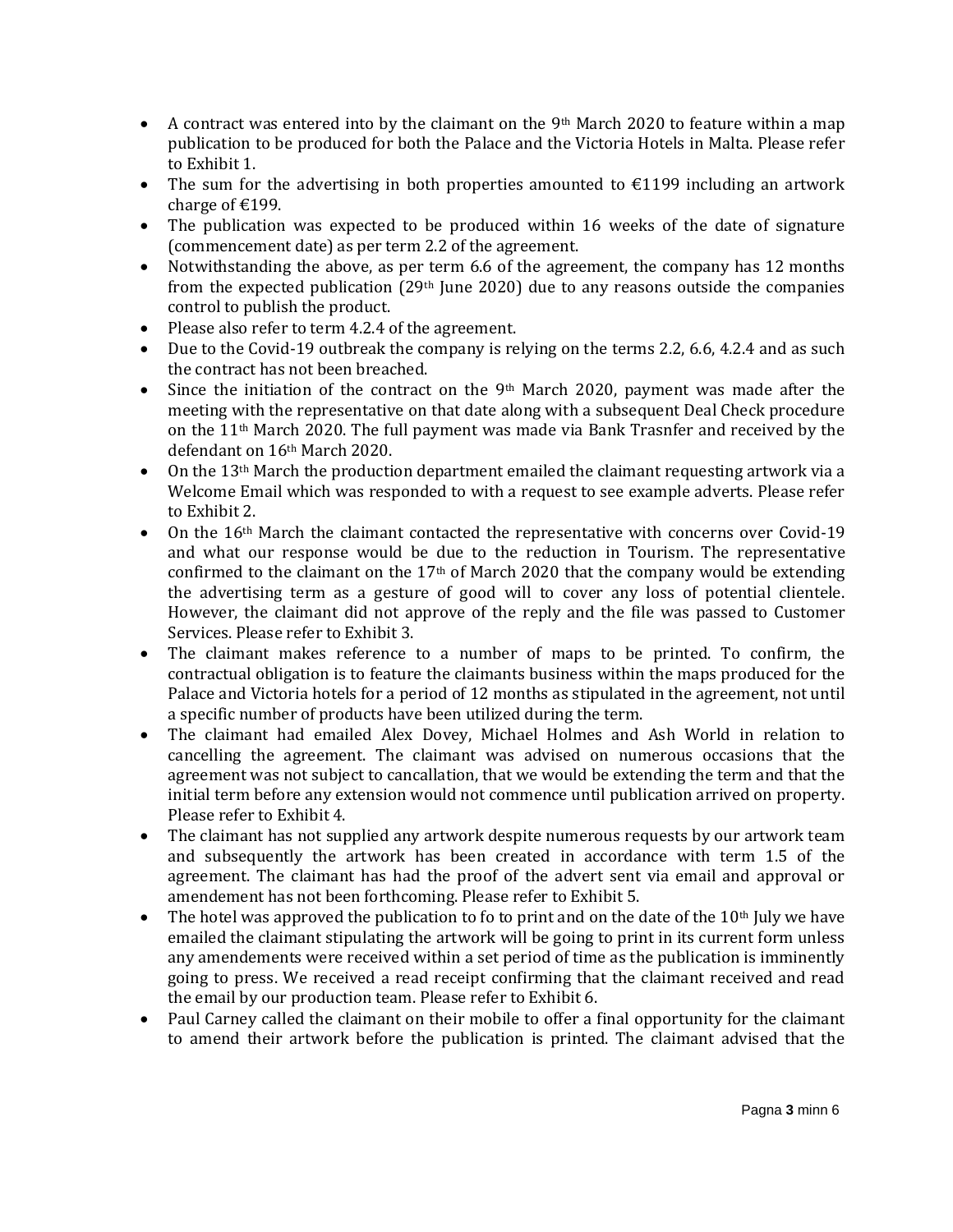- A contract was entered into by the claimant on the 9th March 2020 to feature within a map publication to be produced for both the Palace and the Victoria Hotels in Malta. Please refer to Exhibit 1.
- The sum for the advertising in both properties amounted to €1199 including an artwork charge of €199.
- The publication was expected to be produced within 16 weeks of the date of signature (commencement date) as per term 2.2 of the agreement.
- Notwithstanding the above, as per term 6.6 of the agreement, the company has 12 months from the expected publication (29th June 2020) due to any reasons outside the companies control to publish the product.
- Please also refer to term 4.2.4 of the agreement.
- Due to the Covid-19 outbreak the company is relying on the terms 2.2, 6.6, 4.2.4 and as such the contract has not been breached.
- Since the initiation of the contract on the 9th March 2020, payment was made after the meeting with the representative on that date along with a subsequent Deal Check procedure on the 11th March 2020. The full payment was made via Bank Trasnfer and received by the defendant on 16th March 2020.
- On the 13th March the production department emailed the claimant requesting artwork via a Welcome Email which was responded to with a request to see example adverts. Please refer to Exhibit 2.
- On the 16th March the claimant contacted the representative with concerns over Covid-19 and what our response would be due to the reduction in Tourism. The representative confirmed to the claimant on the 17th of March 2020 that the company would be extending the advertising term as a gesture of good will to cover any loss of potential clientele. However, the claimant did not approve of the reply and the file was passed to Customer Services. Please refer to Exhibit 3.
- The claimant makes reference to a number of maps to be printed. To confirm, the contractual obligation is to feature the claimants business within the maps produced for the Palace and Victoria hotels for a period of 12 months as stipulated in the agreement, not until a specific number of products have been utilized during the term.
- The claimant had emailed Alex Dovey, Michael Holmes and Ash World in relation to cancelling the agreement. The claimant was advised on numerous occasions that the agreement was not subject to cancallation, that we would be extending the term and that the initial term before any extension would not commence until publication arrived on property. Please refer to Exhibit 4.
- The claimant has not supplied any artwork despite numerous requests by our artwork team and subsequently the artwork has been created in accordance with term 1.5 of the agreement. The claimant has had the proof of the advert sent via email and approval or amendement has not been forthcoming. Please refer to Exhibit 5.
- The hotel was approved the publication to fo to print and on the date of the 10th July we have emailed the claimant stipulating the artwork will be going to print in its current form unless any amendements were received within a set period of time as the publication is imminently going to press. We received a read receipt confirming that the claimant received and read the email by our production team. Please refer to Exhibit 6.
- Paul Carney called the claimant on their mobile to offer a final opportunity for the claimant to amend their artwork before the publication is printed. The claimant advised that the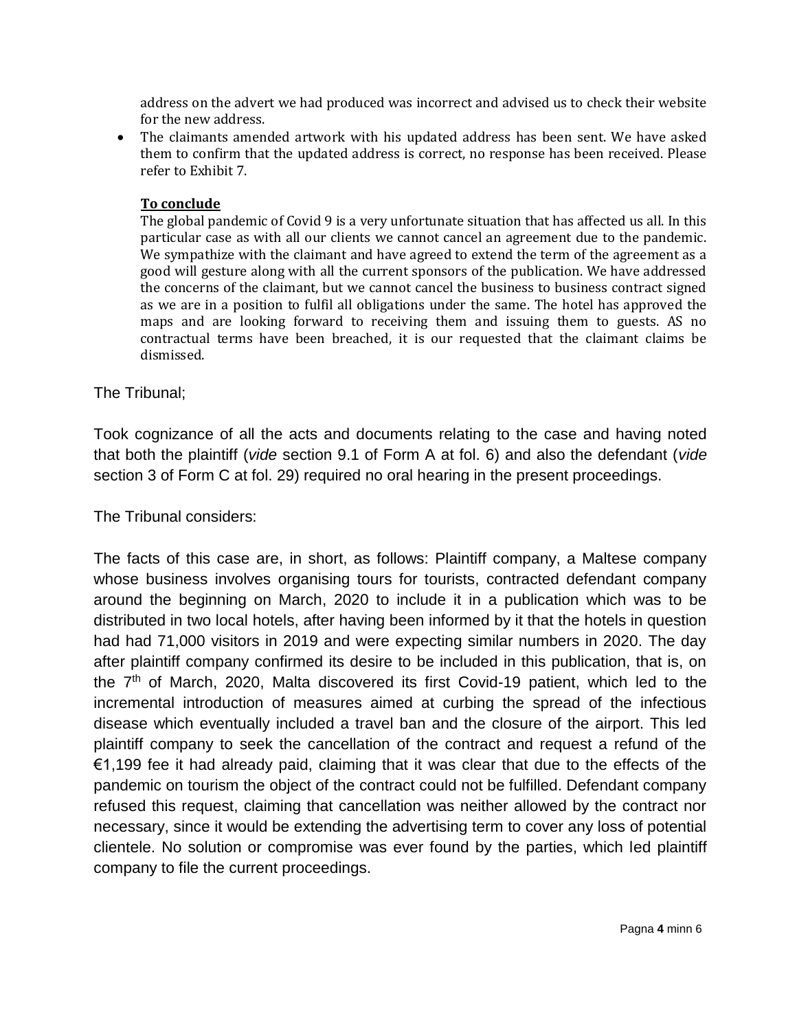address on the advert we had produced was incorrect and advised us to check their website for the new address.

- The claimants amended artwork with his updated address has been sent. We have asked them to confirm that the updated address is correct, no response has been received. Please refer to Exhibit 7.

**To conclude**

The global pandemic of Covid 9 is a very unfortunate situation that has affected us all. In this particular case as with all our clients we cannot cancel an agreement due to the pandemic. We sympathize with the claimant and have agreed to extend the term of the agreement as a good will gesture along with all the current sponsors of the publication. We have addressed the concerns of the claimant, but we cannot cancel the business to business contract signed as we are in a position to fulfil all obligations under the same. The hotel has approved the maps and are looking forward to receiving them and issuing them to guests. AS no contractual terms have been breached, it is our requested that the claimant claims be dismissed.

The Tribunal;

Took cognizance of all the acts and documents relating to the case and having noted that both the plaintiff (*vide* section 9.1 of Form A at fol. 6) and also the defendant (*vide* section 3 of Form C at fol. 29) required no oral hearing in the present proceedings.

The Tribunal considers:

The facts of this case are, in short, as follows: Plaintiff company, a Maltese company whose business involves organising tours for tourists, contracted defendant company around the beginning on March, 2020 to include it in a publication which was to be distributed in two local hotels, after having been informed by it that the hotels in question had had 71,000 visitors in 2019 and were expecting similar numbers in 2020. The day after plaintiff company confirmed its desire to be included in this publication, that is, on the 7th of March, 2020, Malta discovered its first Covid-19 patient, which led to the incremental introduction of measures aimed at curbing the spread of the infectious disease which eventually included a travel ban and the closure of the airport. This led plaintiff company to seek the cancellation of the contract and request a refund of the €1,199 fee it had already paid, claiming that it was clear that due to the effects of the pandemic on tourism the object of the contract could not be fulfilled. Defendant company refused this request, claiming that cancellation was neither allowed by the contract nor necessary, since it would be extending the advertising term to cover any loss of potential clientele. No solution or compromise was ever found by the parties, which led plaintiff company to file the current proceedings.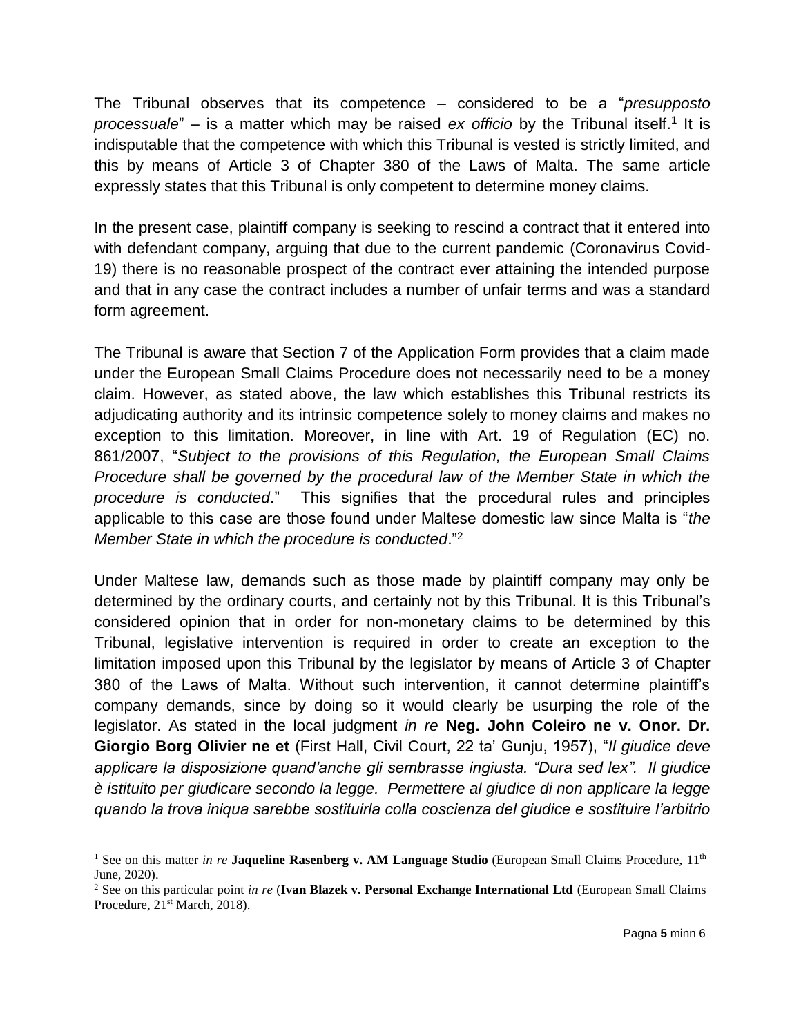The Tribunal observes that its competence – considered to be a "*presupposto processuale*" – is a matter which may be raised *ex officio* by the Tribunal itself.[1] It is indisputable that the competence with which this Tribunal is vested is strictly limited, and this by means of Article 3 of Chapter 380 of the Laws of Malta. The same article expressly states that this Tribunal is only competent to determine money claims.

In the present case, plaintiff company is seeking to rescind a contract that it entered into with defendant company, arguing that due to the current pandemic (Coronavirus Covid-19) there is no reasonable prospect of the contract ever attaining the intended purpose and that in any case the contract includes a number of unfair terms and was a standard form agreement.

The Tribunal is aware that Section 7 of the Application Form provides that a claim made under the European Small Claims Procedure does not necessarily need to be a money claim. However, as stated above, the law which establishes this Tribunal restricts its adjudicating authority and its intrinsic competence solely to money claims and makes no exception to this limitation. Moreover, in line with Art. 19 of Regulation (EC) no. 861/2007, "*Subject to the provisions of this Regulation, the European Small Claims Procedure shall be governed by the procedural law of the Member State in which the procedure is conducted*." This signifies that the procedural rules and principles applicable to this case are those found under Maltese domestic law since Malta is "*the Member State in which the procedure is conducted*."[2]

Under Maltese law, demands such as those made by plaintiff company may only be determined by the ordinary courts, and certainly not by this Tribunal. It is this Tribunal's considered opinion that in order for non-monetary claims to be determined by this Tribunal, legislative intervention is required in order to create an exception to the limitation imposed upon this Tribunal by the legislator by means of Article 3 of Chapter 380 of the Laws of Malta. Without such intervention, it cannot determine plaintiff's company demands, since by doing so it would clearly be usurping the role of the legislator. As stated in the local judgment *in re* **Neg. John Coleiro ne v. Onor. Dr. Giorgio Borg Olivier ne et** (First Hall, Civil Court, 22 ta' Gunju, 1957), "*Il giudice deve applicare la disposizione quand'anche gli sembrasse ingiusta. "Dura sed lex". Il giudice è istituito per giudicare secondo la legge. Permettere al giudice di non applicare la legge quando la trova iniqua sarebbe sostituirla colla coscienza del giudice e sostituire l'arbitrio*

---

[1] See on this matter *in re* **Jaqueline Rasenberg v. AM Language Studio** (European Small Claims Procedure, 11th June, 2020).

[2] See on this particular point *in re* (**Ivan Blazek v. Personal Exchange International Ltd** (European Small Claims Procedure, 21st March, 2018).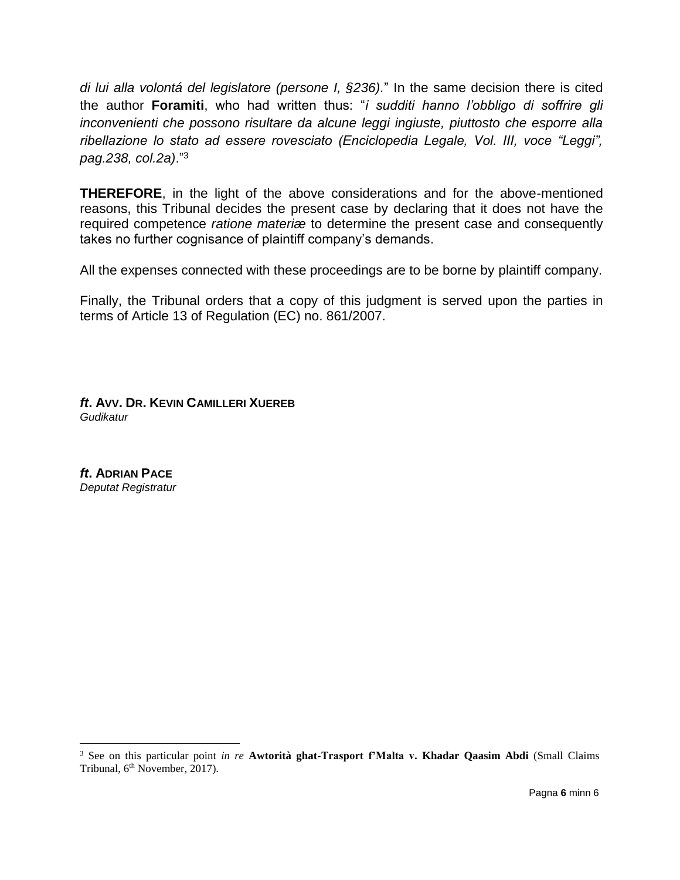*di lui alla volontá del legislatore (persone I, §236).*" In the same decision there is cited the author **Foramiti**, who had written thus: "*i sudditi hanno l'obbligo di soffrire gli inconvenienti che possono risultare da alcune leggi ingiuste, piuttosto che esporre alla ribellazione lo stato ad essere rovesciato (Enciclopedia Legale, Vol. III, voce "Leggi", pag.238, col.2a)*."[3]

**THEREFORE**, in the light of the above considerations and for the above-mentioned reasons, this Tribunal decides the present case by declaring that it does not have the required competence *ratione materiæ* to determine the present case and consequently takes no further cognisance of plaintiff company's demands.

All the expenses connected with these proceedings are to be borne by plaintiff company.

Finally, the Tribunal orders that a copy of this judgment is served upon the parties in terms of Article 13 of Regulation (EC) no. 861/2007.

***ft*. AVV. DR. KEVIN CAMILLERI XUEREB**
*Gudikatur*

***ft*. ADRIAN PACE**
*Deputat Registratur*

---

[3] See on this particular point *in re* **Awtorità għat-Trasport f'Malta v. Khadar Qaasim Abdi** (Small Claims Tribunal, 6th November, 2017).